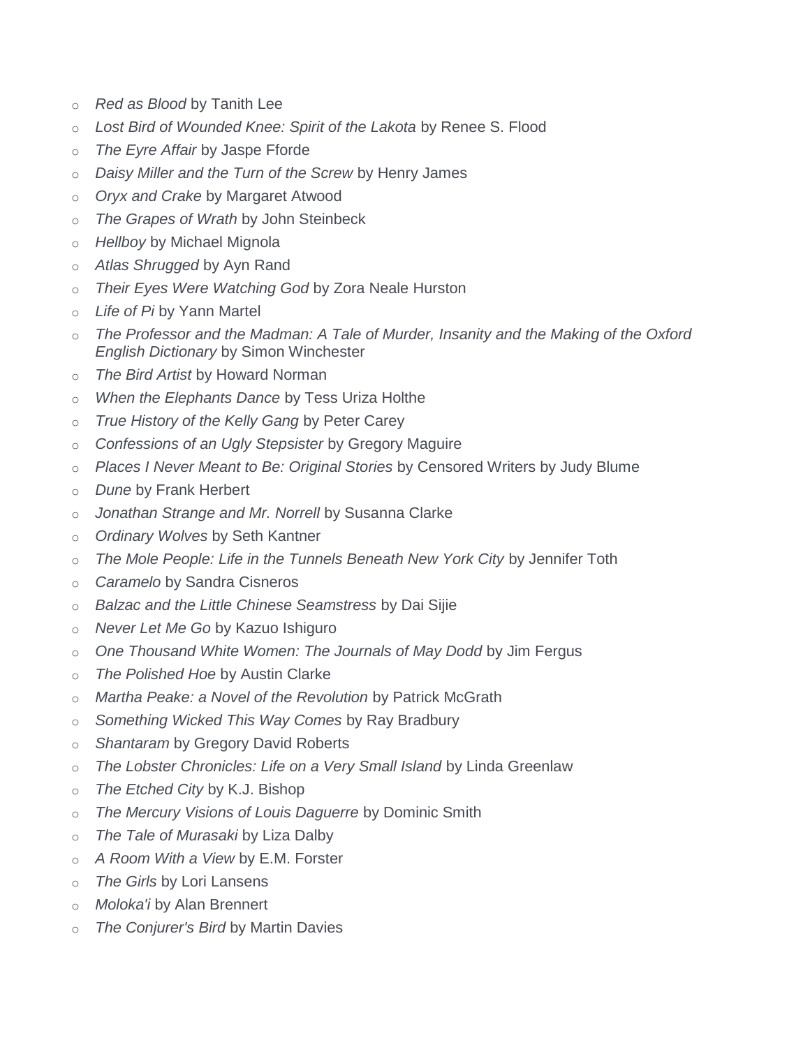- *Red as Blood* by Tanith Lee
- *Lost Bird of Wounded Knee: Spirit of the Lakota* by Renee S. Flood
- *The Eyre Affair* by Jaspe Fforde
- *Daisy Miller and the Turn of the Screw* by Henry James
- *Oryx and Crake* by Margaret Atwood
- *The Grapes of Wrath* by John Steinbeck
- *Hellboy* by Michael Mignola
- *Atlas Shrugged* by Ayn Rand
- *Their Eyes Were Watching God* by Zora Neale Hurston
- *Life of Pi* by Yann Martel
- *The Professor and the Madman: A Tale of Murder, Insanity and the Making of the Oxford English Dictionary* by Simon Winchester
- *The Bird Artist* by Howard Norman
- *When the Elephants Dance* by Tess Uriza Holthe
- *True History of the Kelly Gang* by Peter Carey
- *Confessions of an Ugly Stepsister* by Gregory Maguire
- *Places I Never Meant to Be: Original Stories* by Censored Writers by Judy Blume
- *Dune* by Frank Herbert
- *Jonathan Strange and Mr. Norrell* by Susanna Clarke
- *Ordinary Wolves* by Seth Kantner
- *The Mole People: Life in the Tunnels Beneath New York City* by Jennifer Toth
- *Caramelo* by Sandra Cisneros
- *Balzac and the Little Chinese Seamstress* by Dai Sijie
- *Never Let Me Go* by Kazuo Ishiguro
- *One Thousand White Women: The Journals of May Dodd* by Jim Fergus
- *The Polished Hoe* by Austin Clarke
- *Martha Peake: a Novel of the Revolution* by Patrick McGrath
- *Something Wicked This Way Comes* by Ray Bradbury
- *Shantaram* by Gregory David Roberts
- *The Lobster Chronicles: Life on a Very Small Island* by Linda Greenlaw
- *The Etched City* by K.J. Bishop
- *The Mercury Visions of Louis Daguerre* by Dominic Smith
- *The Tale of Murasaki* by Liza Dalby
- *A Room With a View* by E.M. Forster
- *The Girls* by Lori Lansens
- *Moloka'i* by Alan Brennert
- *The Conjurer's Bird* by Martin Davies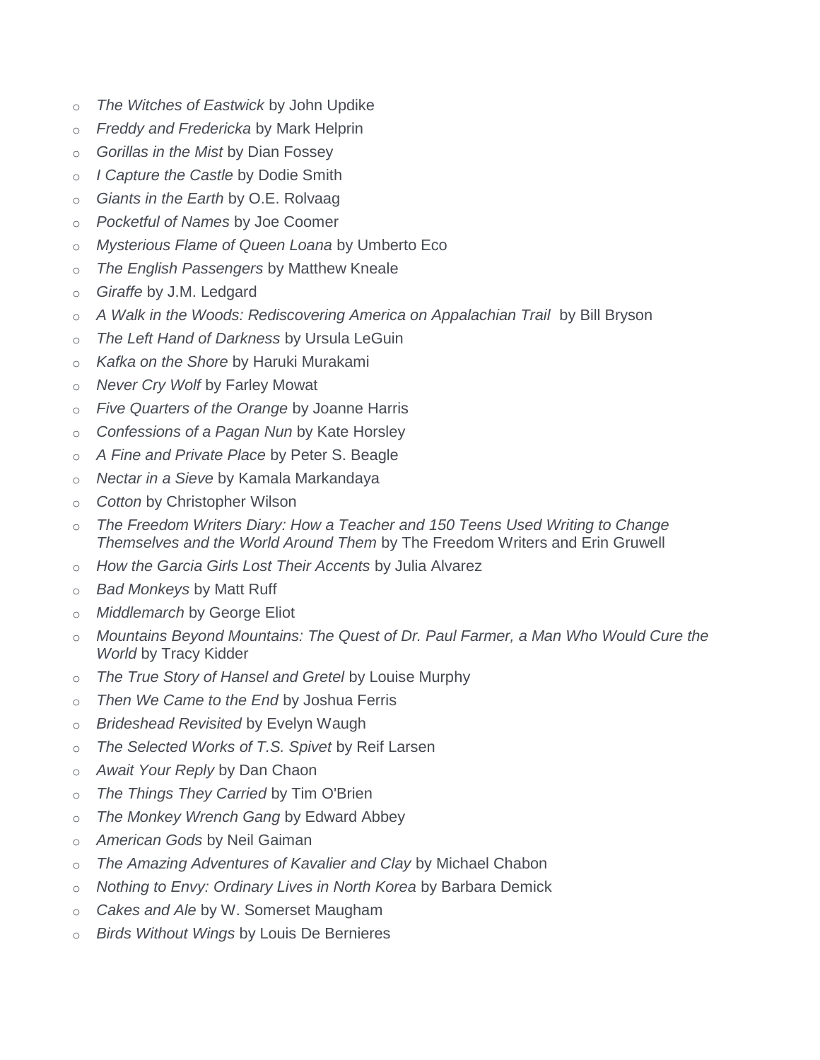- *The Witches of Eastwick* by John Updike
- *Freddy and Fredericka* by Mark Helprin
- *Gorillas in the Mist* by Dian Fossey
- *I Capture the Castle* by Dodie Smith
- *Giants in the Earth* by O.E. Rolvaag
- *Pocketful of Names* by Joe Coomer
- *Mysterious Flame of Queen Loana* by Umberto Eco
- *The English Passengers* by Matthew Kneale
- *Giraffe* by J.M. Ledgard
- *A Walk in the Woods: Rediscovering America on Appalachian Trail* by Bill Bryson
- *The Left Hand of Darkness* by Ursula LeGuin
- *Kafka on the Shore* by Haruki Murakami
- *Never Cry Wolf* by Farley Mowat
- *Five Quarters of the Orange* by Joanne Harris
- *Confessions of a Pagan Nun* by Kate Horsley
- *A Fine and Private Place* by Peter S. Beagle
- *Nectar in a Sieve* by Kamala Markandaya
- *Cotton* by Christopher Wilson
- *The Freedom Writers Diary: How a Teacher and 150 Teens Used Writing to Change Themselves and the World Around Them* by The Freedom Writers and Erin Gruwell
- *How the Garcia Girls Lost Their Accents* by Julia Alvarez
- *Bad Monkeys* by Matt Ruff
- *Middlemarch* by George Eliot
- *Mountains Beyond Mountains: The Quest of Dr. Paul Farmer, a Man Who Would Cure the World* by Tracy Kidder
- *The True Story of Hansel and Gretel* by Louise Murphy
- *Then We Came to the End* by Joshua Ferris
- *Brideshead Revisited* by Evelyn Waugh
- *The Selected Works of T.S. Spivet* by Reif Larsen
- *Await Your Reply* by Dan Chaon
- *The Things They Carried* by Tim O'Brien
- *The Monkey Wrench Gang* by Edward Abbey
- *American Gods* by Neil Gaiman
- *The Amazing Adventures of Kavalier and Clay* by Michael Chabon
- *Nothing to Envy: Ordinary Lives in North Korea* by Barbara Demick
- *Cakes and Ale* by W. Somerset Maugham
- *Birds Without Wings* by Louis De Bernieres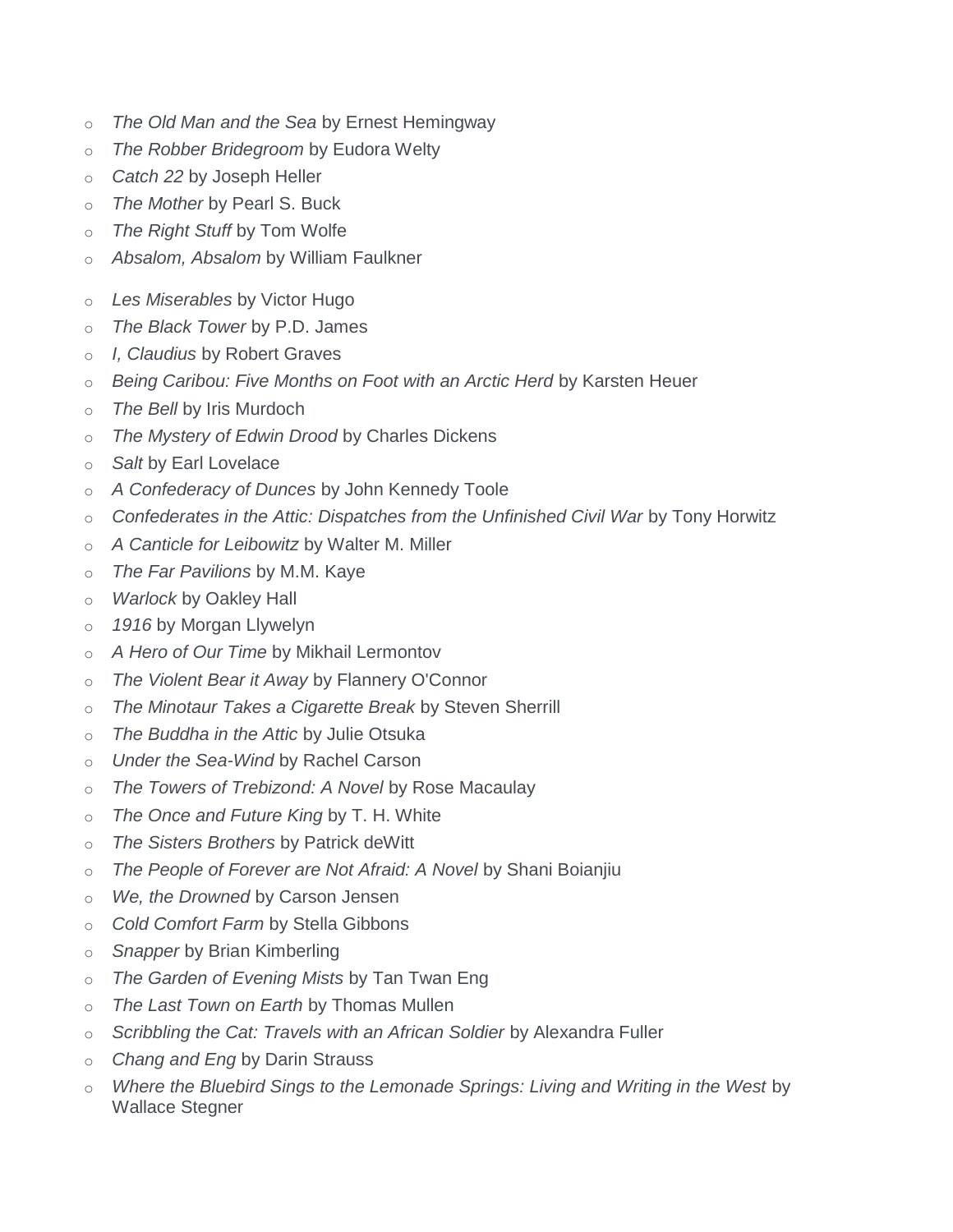- *The Old Man and the Sea* by Ernest Hemingway
- *The Robber Bridegroom* by Eudora Welty
- *Catch 22* by Joseph Heller
- *The Mother* by Pearl S. Buck
- *The Right Stuff* by Tom Wolfe
- *Absalom, Absalom* by William Faulkner
- *Les Miserables* by Victor Hugo
- *The Black Tower* by P.D. James
- *I, Claudius* by Robert Graves
- *Being Caribou: Five Months on Foot with an Arctic Herd* by Karsten Heuer
- *The Bell* by Iris Murdoch
- *The Mystery of Edwin Drood* by Charles Dickens
- *Salt* by Earl Lovelace
- *A Confederacy of Dunces* by John Kennedy Toole
- *Confederates in the Attic: Dispatches from the Unfinished Civil War* by Tony Horwitz
- *A Canticle for Leibowitz* by Walter M. Miller
- *The Far Pavilions* by M.M. Kaye
- *Warlock* by Oakley Hall
- *1916* by Morgan Llywelyn
- *A Hero of Our Time* by Mikhail Lermontov
- *The Violent Bear it Away* by Flannery O'Connor
- *The Minotaur Takes a Cigarette Break* by Steven Sherrill
- *The Buddha in the Attic* by Julie Otsuka
- *Under the Sea-Wind* by Rachel Carson
- *The Towers of Trebizond: A Novel* by Rose Macaulay
- *The Once and Future King* by T. H. White
- *The Sisters Brothers* by Patrick deWitt
- *The People of Forever are Not Afraid: A Novel* by Shani Boianjiu
- *We, the Drowned* by Carson Jensen
- *Cold Comfort Farm* by Stella Gibbons
- *Snapper* by Brian Kimberling
- *The Garden of Evening Mists* by Tan Twan Eng
- *The Last Town on Earth* by Thomas Mullen
- *Scribbling the Cat: Travels with an African Soldier* by Alexandra Fuller
- *Chang and Eng* by Darin Strauss
- *Where the Bluebird Sings to the Lemonade Springs: Living and Writing in the West* by Wallace Stegner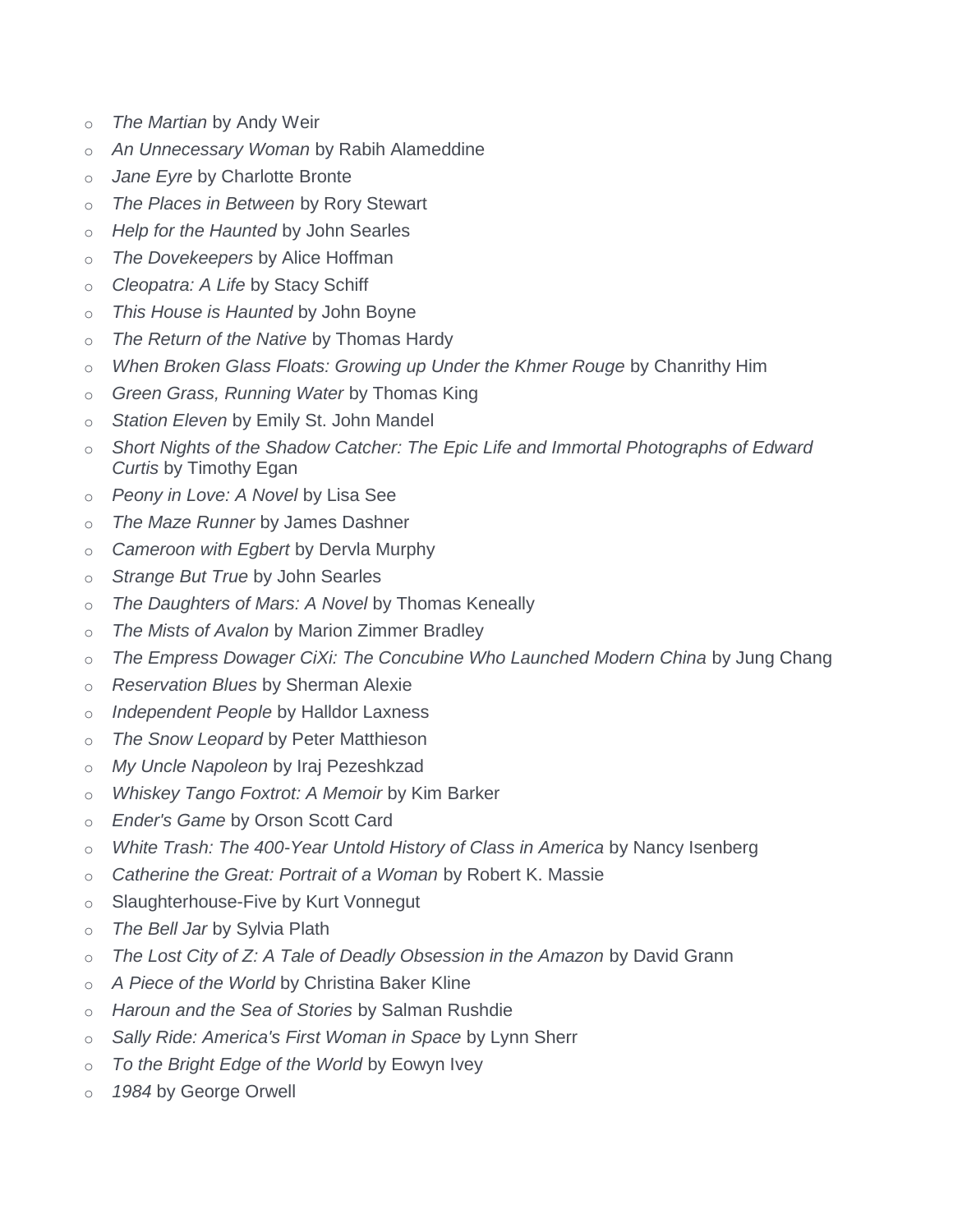- *The Martian* by Andy Weir
- *An Unnecessary Woman* by Rabih Alameddine
- *Jane Eyre* by Charlotte Bronte
- *The Places in Between* by Rory Stewart
- *Help for the Haunted* by John Searles
- *The Dovekeepers* by Alice Hoffman
- *Cleopatra: A Life* by Stacy Schiff
- *This House is Haunted* by John Boyne
- *The Return of the Native* by Thomas Hardy
- *When Broken Glass Floats: Growing up Under the Khmer Rouge* by Chanrithy Him
- *Green Grass, Running Water* by Thomas King
- *Station Eleven* by Emily St. John Mandel
- *Short Nights of the Shadow Catcher: The Epic Life and Immortal Photographs of Edward Curtis* by Timothy Egan
- *Peony in Love: A Novel* by Lisa See
- *The Maze Runner* by James Dashner
- *Cameroon with Egbert* by Dervla Murphy
- *Strange But True* by John Searles
- *The Daughters of Mars: A Novel* by Thomas Keneally
- *The Mists of Avalon* by Marion Zimmer Bradley
- *The Empress Dowager CiXi: The Concubine Who Launched Modern China* by Jung Chang
- *Reservation Blues* by Sherman Alexie
- *Independent People* by Halldor Laxness
- *The Snow Leopard* by Peter Matthieson
- *My Uncle Napoleon* by Iraj Pezeshkzad
- *Whiskey Tango Foxtrot: A Memoir* by Kim Barker
- *Ender's Game* by Orson Scott Card
- *White Trash: The 400-Year Untold History of Class in America* by Nancy Isenberg
- *Catherine the Great: Portrait of a Woman* by Robert K. Massie
- Slaughterhouse-Five by Kurt Vonnegut
- *The Bell Jar* by Sylvia Plath
- *The Lost City of Z: A Tale of Deadly Obsession in the Amazon* by David Grann
- *A Piece of the World* by Christina Baker Kline
- *Haroun and the Sea of Stories* by Salman Rushdie
- *Sally Ride: America's First Woman in Space* by Lynn Sherr
- *To the Bright Edge of the World* by Eowyn Ivey
- *1984* by George Orwell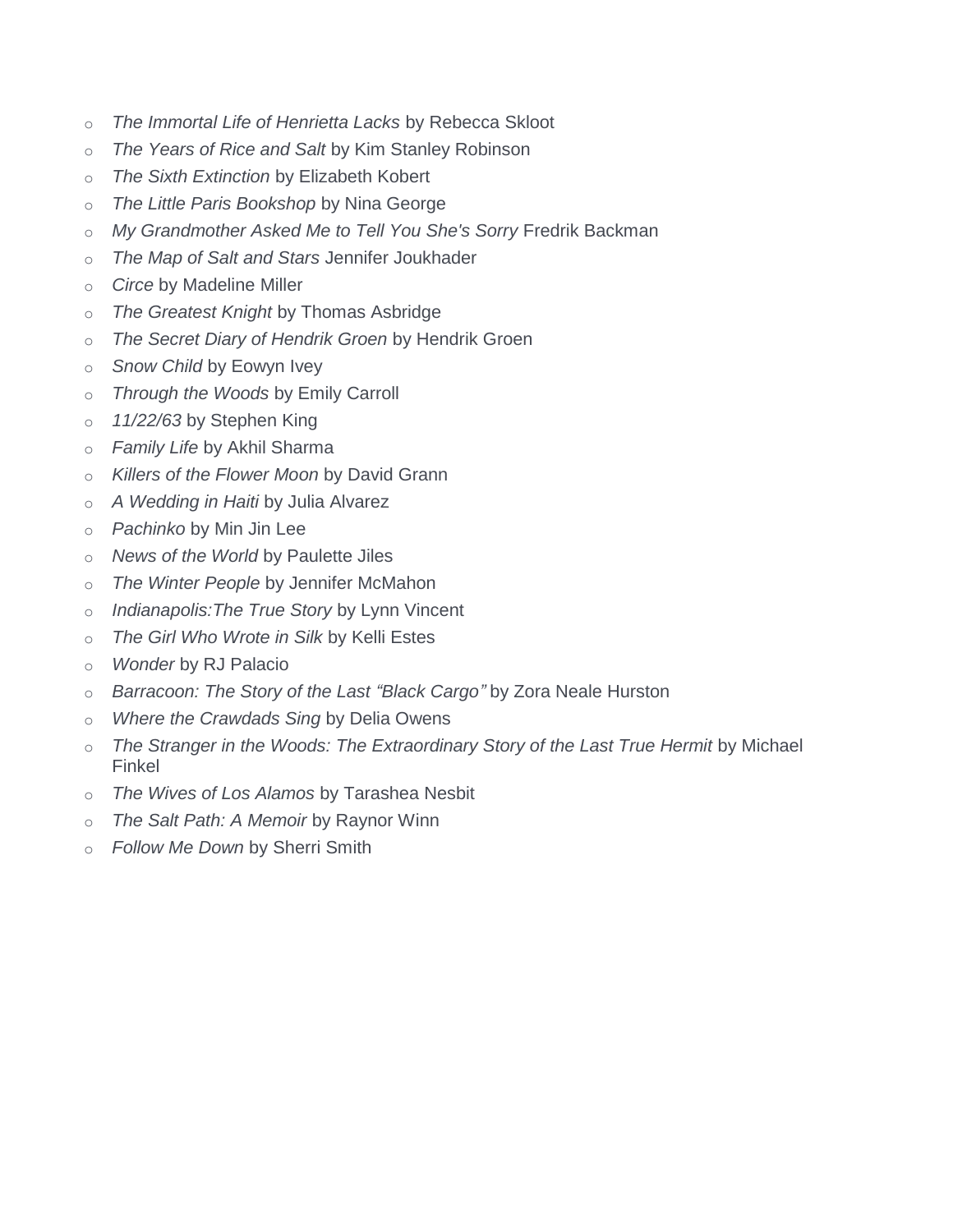- *The Immortal Life of Henrietta Lacks* by Rebecca Skloot
- *The Years of Rice and Salt* by Kim Stanley Robinson
- *The Sixth Extinction* by Elizabeth Kobert
- *The Little Paris Bookshop* by Nina George
- *My Grandmother Asked Me to Tell You She's Sorry* Fredrik Backman
- *The Map of Salt and Stars* Jennifer Joukhader
- *Circe* by Madeline Miller
- *The Greatest Knight* by Thomas Asbridge
- *The Secret Diary of Hendrik Groen* by Hendrik Groen
- *Snow Child* by Eowyn Ivey
- *Through the Woods* by Emily Carroll
- *11/22/63* by Stephen King
- *Family Life* by Akhil Sharma
- *Killers of the Flower Moon* by David Grann
- *A Wedding in Haiti* by Julia Alvarez
- *Pachinko* by Min Jin Lee
- *News of the World* by Paulette Jiles
- *The Winter People* by Jennifer McMahon
- *Indianapolis:The True Story* by Lynn Vincent
- *The Girl Who Wrote in Silk* by Kelli Estes
- *Wonder* by RJ Palacio
- *Barracoon: The Story of the Last "Black Cargo"* by Zora Neale Hurston
- *Where the Crawdads Sing* by Delia Owens
- *The Stranger in the Woods: The Extraordinary Story of the Last True Hermit* by Michael Finkel
- *The Wives of Los Alamos* by Tarashea Nesbit
- *The Salt Path: A Memoir* by Raynor Winn
- *Follow Me Down* by Sherri Smith